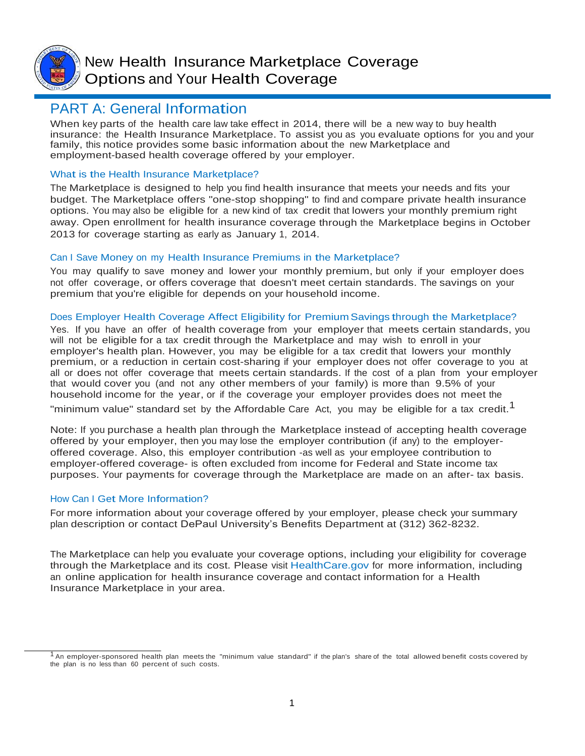# New Health Insurance Marketplace Coverage Options and Your Health Coverage

## PART A: General Information

When key parts of the health care law take effect in 2014, there will be a new way to buy health insurance: the Health Insurance Marketplace. To assist you as you evaluate options for you and your family, this notice provides some basic information about the new Marketplace and employment-based health coverage offered by your employer.

### What is the Health Insurance Marketplace?

The Marketplace is designed to help you find health insurance that meets your needs and fits your budget. The Marketplace offers "one-stop shopping" to find and compare private health insurance options. You may also be eligible for a new kind of tax credit that lowers your monthly premium right away. Open enrollment for health insurance coverage through the Marketplace begins in October 2013 for coverage starting as early as January 1, 2014.

### Can I Save Money on my Health Insurance Premiums in the Marketplace?

You may qualify to save money and lower your monthly premium, but only if your employer does not offer coverage, or offers coverage that doesn't meet certain standards. The savings on your premium that you're eligible for depends on your household income.

### Does Employer Health Coverage Affect Eligibility for Premium Savings through the Marketplace?

Yes. If you have an offer of health coverage from your employer that meets certain standards, you will not be eligible for a tax credit through the Marketplace and may wish to enroll in your employer's health plan. However, you may be eligible for a tax credit that lowers your monthly premium, or a reduction in certain cost-sharing if your employer does not offer coverage to you at all or does not offer coverage that meets certain standards. If the cost of a plan from your employer that would cover you (and not any other members of your family) is more than 9.5% of your household income for the year, or if the coverage your employer provides does not meet the "minimum value" standard set by the Affordable Care Act, you may be eligible for a tax credit.[1]

Note: If you purchase a health plan through the Marketplace instead of accepting health coverage offered by your employer, then you may lose the employer contribution (if any) to the employer-offered coverage. Also, this employer contribution -as well as your employee contribution to employer-offered coverage- is often excluded from income for Federal and State income tax purposes. Your payments for coverage through the Marketplace are made on an after- tax basis.

### How Can I Get More Information?

For more information about your coverage offered by your employer, please check your summary plan description or contact DePaul University's Benefits Department at (312) 362-8232.

The Marketplace can help you evaluate your coverage options, including your eligibility for coverage through the Marketplace and its cost. Please visit HealthCare.gov for more information, including an online application for health insurance coverage and contact information for a Health Insurance Marketplace in your area.

---

[1] An employer-sponsored health plan meets the "minimum value standard" if the plan's share of the total allowed benefit costs covered by the plan is no less than 60 percent of such costs.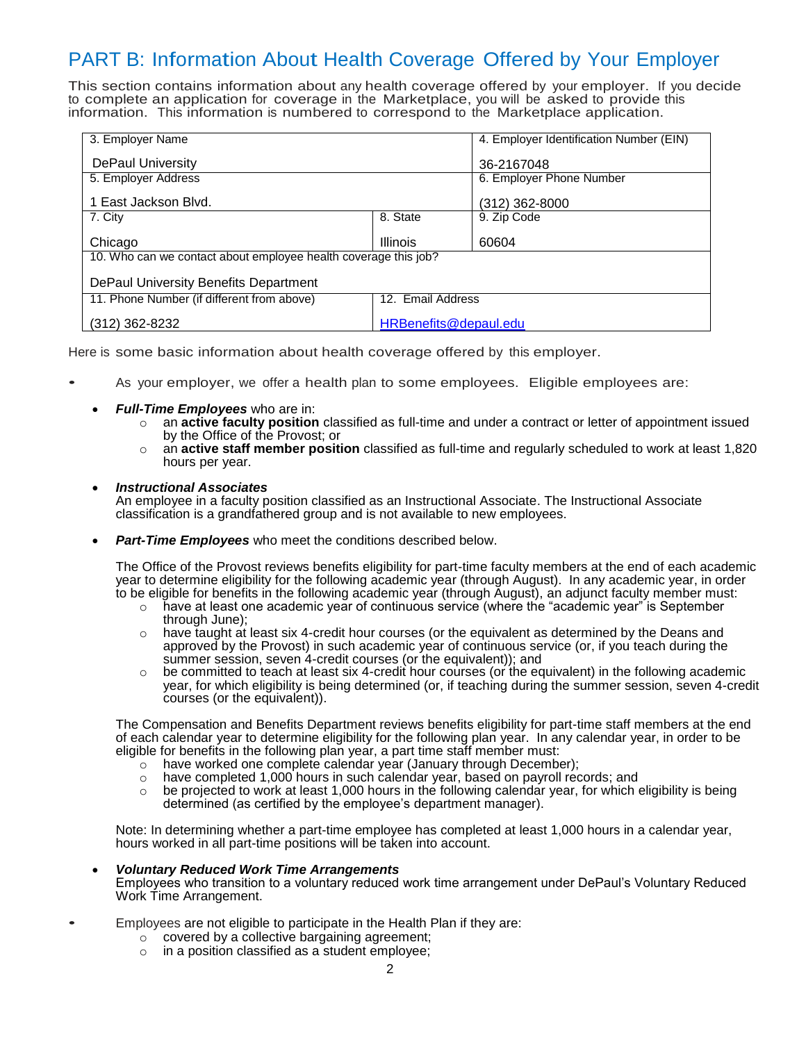# PART B: Information About Health Coverage Offered by Your Employer

This section contains information about any health coverage offered by your employer. If you decide to complete an application for coverage in the Marketplace, you will be asked to provide this information. This information is numbered to correspond to the Marketplace application.

| 3. Employer Name<br>DePaul University | | 4. Employer Identification Number (EIN)<br>36-2167048 |
|---|---|---|
| 5. Employer Address<br>1 East Jackson Blvd. | | 6. Employer Phone Number<br>(312) 362-8000 |
| 7. City<br>Chicago | 8. State<br>Illinois | 9. Zip Code<br>60604 |
| 10. Who can we contact about employee health coverage this job?<br>DePaul University Benefits Department | | |
| 11. Phone Number (if different from above)<br>(312) 362-8232 | 12. Email Address<br>HRBenefits@depaul.edu | |

Here is some basic information about health coverage offered by this employer.

- As your employer, we offer a health plan to some employees. Eligible employees are:
  - ***Full-Time Employees*** who are in:
    - an **active faculty position** classified as full-time and under a contract or letter of appointment issued by the Office of the Provost; or
    - an **active staff member position** classified as full-time and regularly scheduled to work at least 1,820 hours per year.
  - ***Instructional Associates***
    An employee in a faculty position classified as an Instructional Associate. The Instructional Associate classification is a grandfathered group and is not available to new employees.
  - ***Part-Time Employees*** who meet the conditions described below.

    The Office of the Provost reviews benefits eligibility for part-time faculty members at the end of each academic year to determine eligibility for the following academic year (through August). In any academic year, in order to be eligible for benefits in the following academic year (through August), an adjunct faculty member must:
    - have at least one academic year of continuous service (where the "academic year" is September through June);
    - have taught at least six 4-credit hour courses (or the equivalent as determined by the Deans and approved by the Provost) in such academic year of continuous service (or, if you teach during the summer session, seven 4-credit courses (or the equivalent)); and
    - be committed to teach at least six 4-credit hour courses (or the equivalent) in the following academic year, for which eligibility is being determined (or, if teaching during the summer session, seven 4-credit courses (or the equivalent)).

    The Compensation and Benefits Department reviews benefits eligibility for part-time staff members at the end of each calendar year to determine eligibility for the following plan year. In any calendar year, in order to be eligible for benefits in the following plan year, a part time staff member must:
    - have worked one complete calendar year (January through December);
    - have completed 1,000 hours in such calendar year, based on payroll records; and
    - be projected to work at least 1,000 hours in the following calendar year, for which eligibility is being determined (as certified by the employee's department manager).

    Note: In determining whether a part-time employee has completed at least 1,000 hours in a calendar year, hours worked in all part-time positions will be taken into account.
  - ***Voluntary Reduced Work Time Arrangements***
    Employees who transition to a voluntary reduced work time arrangement under DePaul's Voluntary Reduced Work Time Arrangement.
- Employees are not eligible to participate in the Health Plan if they are:
  - covered by a collective bargaining agreement;
  - in a position classified as a student employee;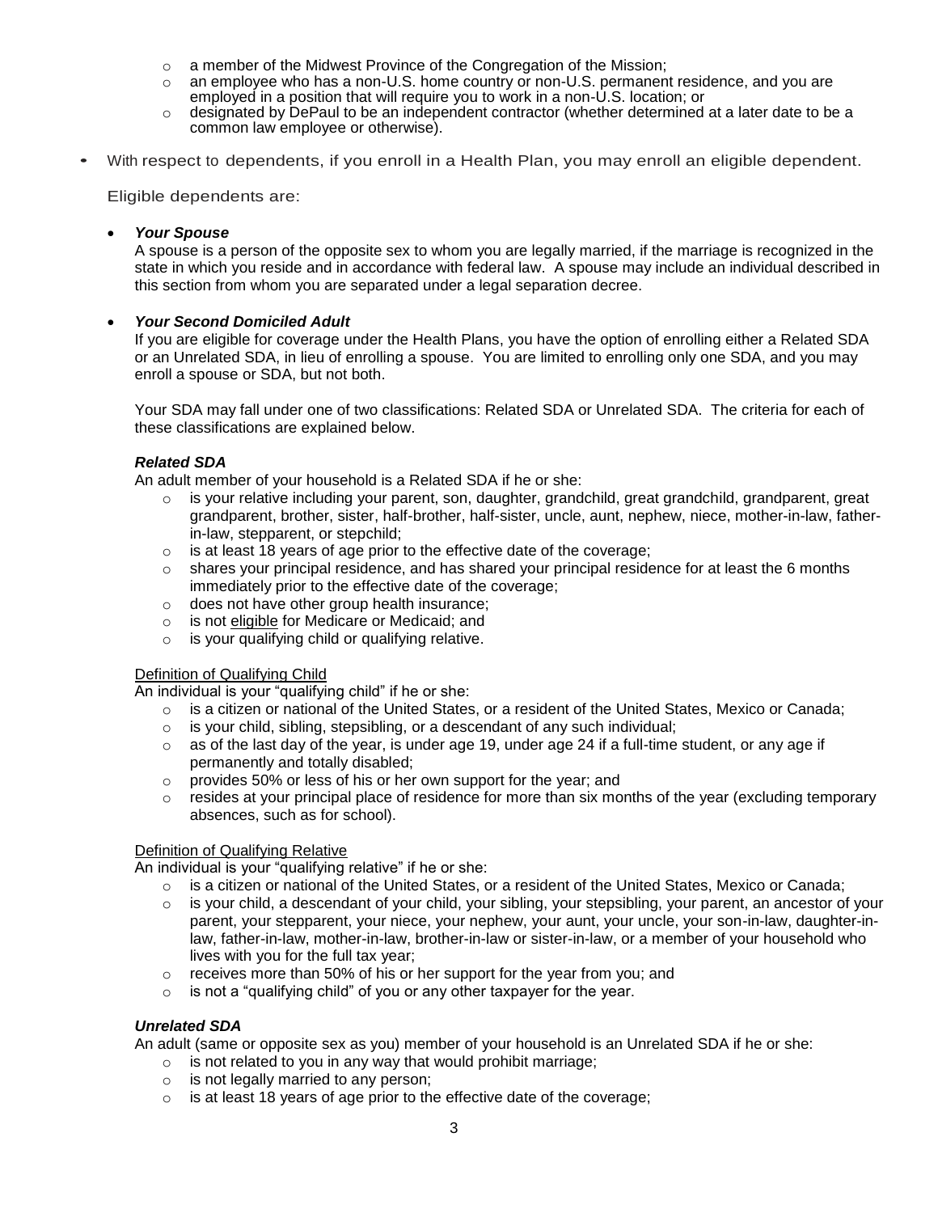- a member of the Midwest Province of the Congregation of the Mission;
  - an employee who has a non-U.S. home country or non-U.S. permanent residence, and you are employed in a position that will require you to work in a non-U.S. location; or
  - designated by DePaul to be an independent contractor (whether determined at a later date to be a common law employee or otherwise).

- With respect to dependents, if you enroll in a Health Plan, you may enroll an eligible dependent.

  Eligible dependents are:

  - ***Your Spouse***
    A spouse is a person of the opposite sex to whom you are legally married, if the marriage is recognized in the state in which you reside and in accordance with federal law. A spouse may include an individual described in this section from whom you are separated under a legal separation decree.

  - ***Your Second Domiciled Adult***
    If you are eligible for coverage under the Health Plans, you have the option of enrolling either a Related SDA or an Unrelated SDA, in lieu of enrolling a spouse. You are limited to enrolling only one SDA, and you may enroll a spouse or SDA, but not both.

    Your SDA may fall under one of two classifications: Related SDA or Unrelated SDA. The criteria for each of these classifications are explained below.

    ***Related SDA***
    An adult member of your household is a Related SDA if he or she:
    - is your relative including your parent, son, daughter, grandchild, great grandchild, grandparent, great grandparent, brother, sister, half-brother, half-sister, uncle, aunt, nephew, niece, mother-in-law, father-in-law, stepparent, or stepchild;
    - is at least 18 years of age prior to the effective date of the coverage;
    - shares your principal residence, and has shared your principal residence for at least the 6 months immediately prior to the effective date of the coverage;
    - does not have other group health insurance;
    - is not eligible for Medicare or Medicaid; and
    - is your qualifying child or qualifying relative.

    Definition of Qualifying Child
    An individual is your "qualifying child" if he or she:
    - is a citizen or national of the United States, or a resident of the United States, Mexico or Canada;
    - is your child, sibling, stepsibling, or a descendant of any such individual;
    - as of the last day of the year, is under age 19, under age 24 if a full-time student, or any age if permanently and totally disabled;
    - provides 50% or less of his or her own support for the year; and
    - resides at your principal place of residence for more than six months of the year (excluding temporary absences, such as for school).

    Definition of Qualifying Relative
    An individual is your "qualifying relative" if he or she:
    - is a citizen or national of the United States, or a resident of the United States, Mexico or Canada;
    - is your child, a descendant of your child, your sibling, your stepsibling, your parent, an ancestor of your parent, your stepparent, your niece, your nephew, your aunt, your uncle, your son-in-law, daughter-in-law, father-in-law, mother-in-law, brother-in-law or sister-in-law, or a member of your household who lives with you for the full tax year;
    - receives more than 50% of his or her support for the year from you; and
    - is not a "qualifying child" of you or any other taxpayer for the year.

    ***Unrelated SDA***
    An adult (same or opposite sex as you) member of your household is an Unrelated SDA if he or she:
    - is not related to you in any way that would prohibit marriage;
    - is not legally married to any person;
    - is at least 18 years of age prior to the effective date of the coverage;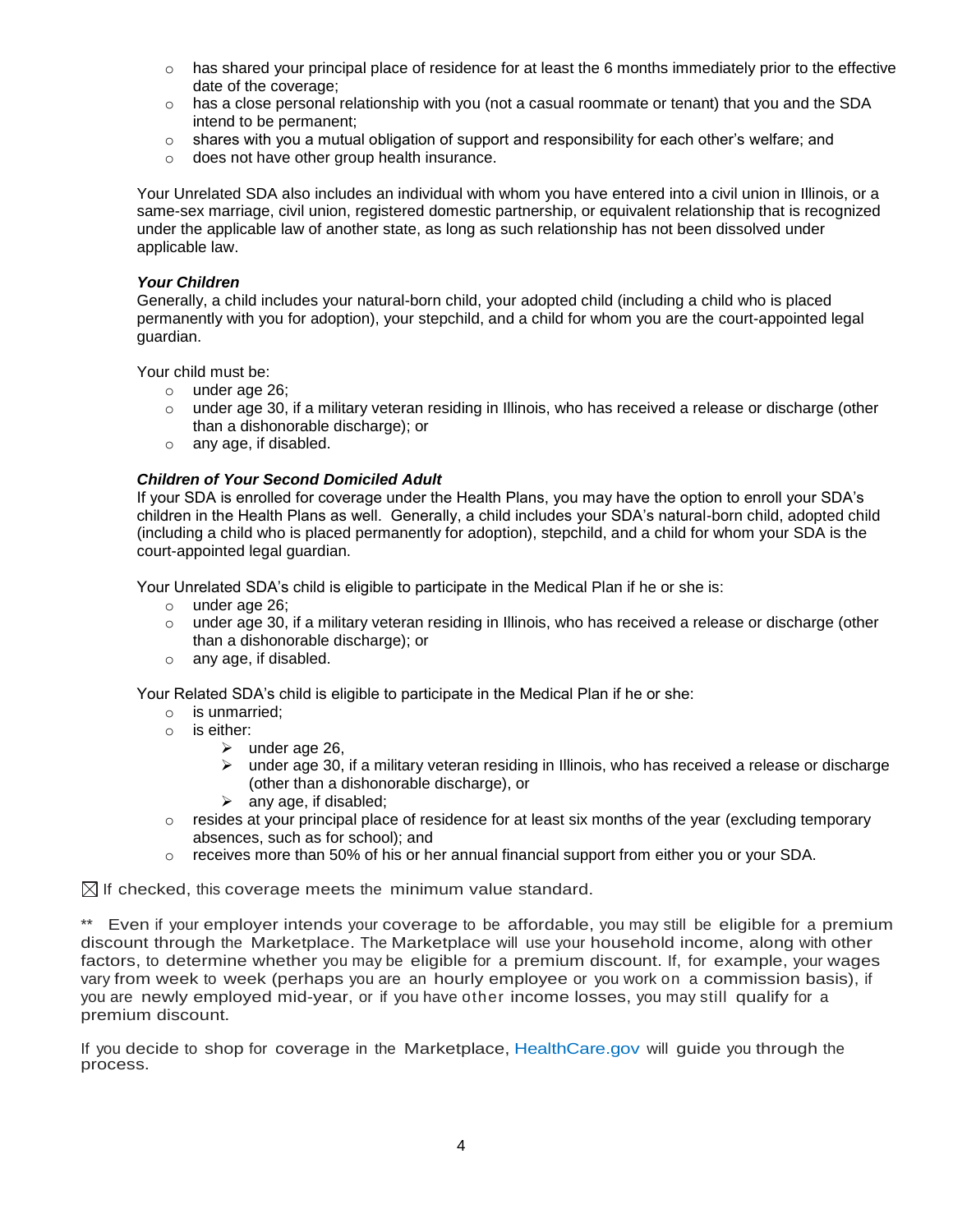- has shared your principal place of residence for at least the 6 months immediately prior to the effective date of the coverage;
- has a close personal relationship with you (not a casual roommate or tenant) that you and the SDA intend to be permanent;
- shares with you a mutual obligation of support and responsibility for each other's welfare; and
- does not have other group health insurance.

Your Unrelated SDA also includes an individual with whom you have entered into a civil union in Illinois, or a same-sex marriage, civil union, registered domestic partnership, or equivalent relationship that is recognized under the applicable law of another state, as long as such relationship has not been dissolved under applicable law.

***Your Children***

Generally, a child includes your natural-born child, your adopted child (including a child who is placed permanently with you for adoption), your stepchild, and a child for whom you are the court-appointed legal guardian.

Your child must be:

- under age 26;
- under age 30, if a military veteran residing in Illinois, who has received a release or discharge (other than a dishonorable discharge); or
- any age, if disabled.

***Children of Your Second Domiciled Adult***

If your SDA is enrolled for coverage under the Health Plans, you may have the option to enroll your SDA's children in the Health Plans as well. Generally, a child includes your SDA's natural-born child, adopted child (including a child who is placed permanently for adoption), stepchild, and a child for whom your SDA is the court-appointed legal guardian.

Your Unrelated SDA's child is eligible to participate in the Medical Plan if he or she is:

- under age 26;
- under age 30, if a military veteran residing in Illinois, who has received a release or discharge (other than a dishonorable discharge); or
- any age, if disabled.

Your Related SDA's child is eligible to participate in the Medical Plan if he or she:

- is unmarried;
- is either:
  - under age 26,
  - under age 30, if a military veteran residing in Illinois, who has received a release or discharge (other than a dishonorable discharge), or
  - any age, if disabled;
- resides at your principal place of residence for at least six months of the year (excluding temporary absences, such as for school); and
- receives more than 50% of his or her annual financial support from either you or your SDA.

☒ If checked, this coverage meets the minimum value standard.

** Even if your employer intends your coverage to be affordable, you may still be eligible for a premium discount through the Marketplace. The Marketplace will use your household income, along with other factors, to determine whether you may be eligible for a premium discount. If, for example, your wages vary from week to week (perhaps you are an hourly employee or you work on a commission basis), if you are newly employed mid-year, or if you have other income losses, you may still qualify for a premium discount.

If you decide to shop for coverage in the Marketplace, HealthCare.gov will guide you through the process.